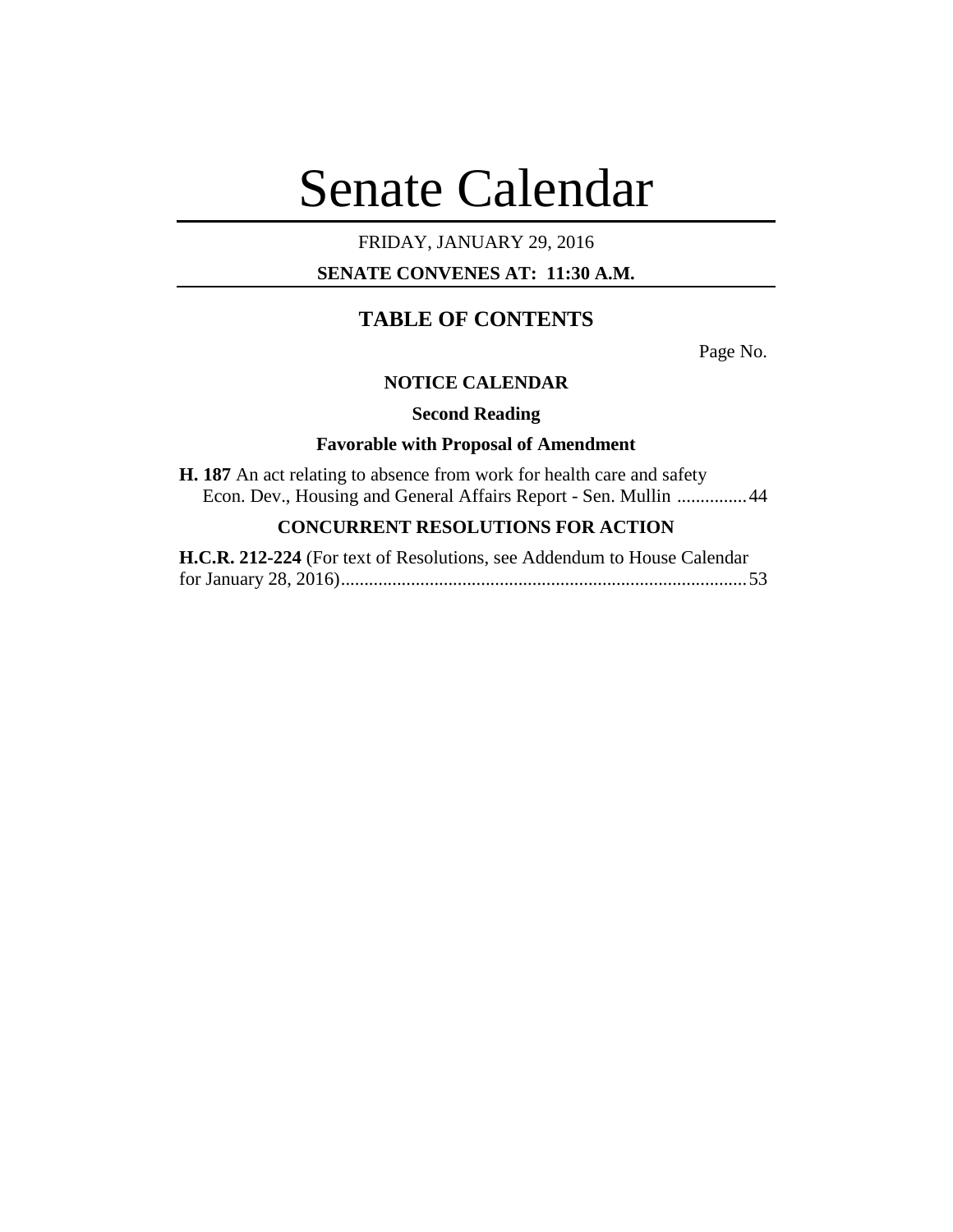# Senate Calendar

FRIDAY, JANUARY 29, 2016

**SENATE CONVENES AT: 11:30 A.M.**

## TABLE OF CONTENTS

Page No.

### NOTICE CALENDAR

**Second Reading**

**Favorable with Proposal of Amendment**

**H. 187** An act relating to absence from work for health care and safety
Econ. Dev., Housing and General Affairs Report - Sen. Mullin ............... 44

### CONCURRENT RESOLUTIONS FOR ACTION

**H.C.R. 212-224** (For text of Resolutions, see Addendum to House Calendar for January 28, 2016)....................................................................................... 53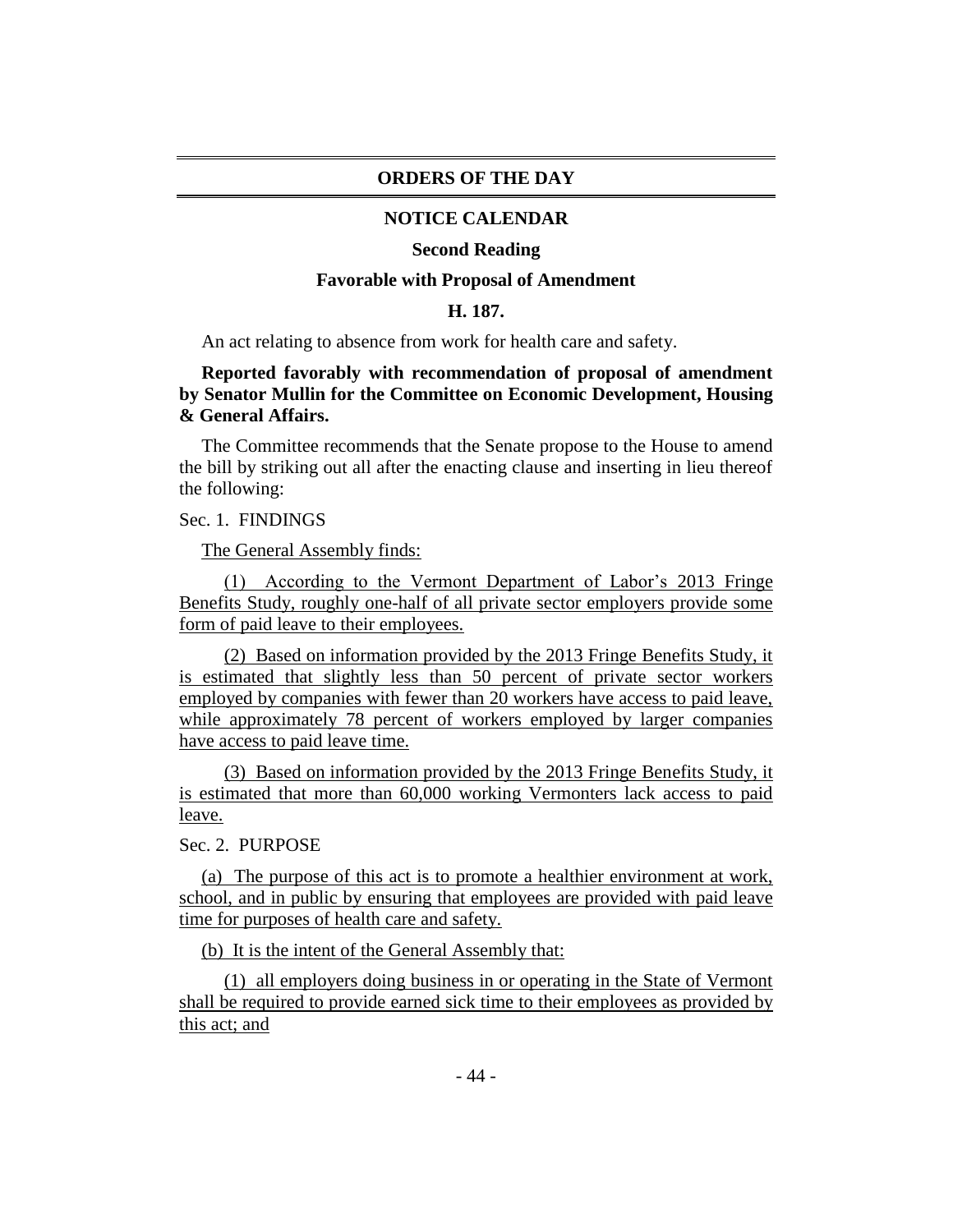## ORDERS OF THE DAY

### NOTICE CALENDAR

#### Second Reading

#### Favorable with Proposal of Amendment

#### H. 187.

An act relating to absence from work for health care and safety.

**Reported favorably with recommendation of proposal of amendment by Senator Mullin for the Committee on Economic Development, Housing & General Affairs.**

The Committee recommends that the Senate propose to the House to amend the bill by striking out all after the enacting clause and inserting in lieu thereof the following:

Sec. 1. FINDINGS

The General Assembly finds:

(1) According to the Vermont Department of Labor's 2013 Fringe Benefits Study, roughly one-half of all private sector employers provide some form of paid leave to their employees.

(2) Based on information provided by the 2013 Fringe Benefits Study, it is estimated that slightly less than 50 percent of private sector workers employed by companies with fewer than 20 workers have access to paid leave, while approximately 78 percent of workers employed by larger companies have access to paid leave time.

(3) Based on information provided by the 2013 Fringe Benefits Study, it is estimated that more than 60,000 working Vermonters lack access to paid leave.

Sec. 2. PURPOSE

(a) The purpose of this act is to promote a healthier environment at work, school, and in public by ensuring that employees are provided with paid leave time for purposes of health care and safety.

(b) It is the intent of the General Assembly that:

(1) all employers doing business in or operating in the State of Vermont shall be required to provide earned sick time to their employees as provided by this act; and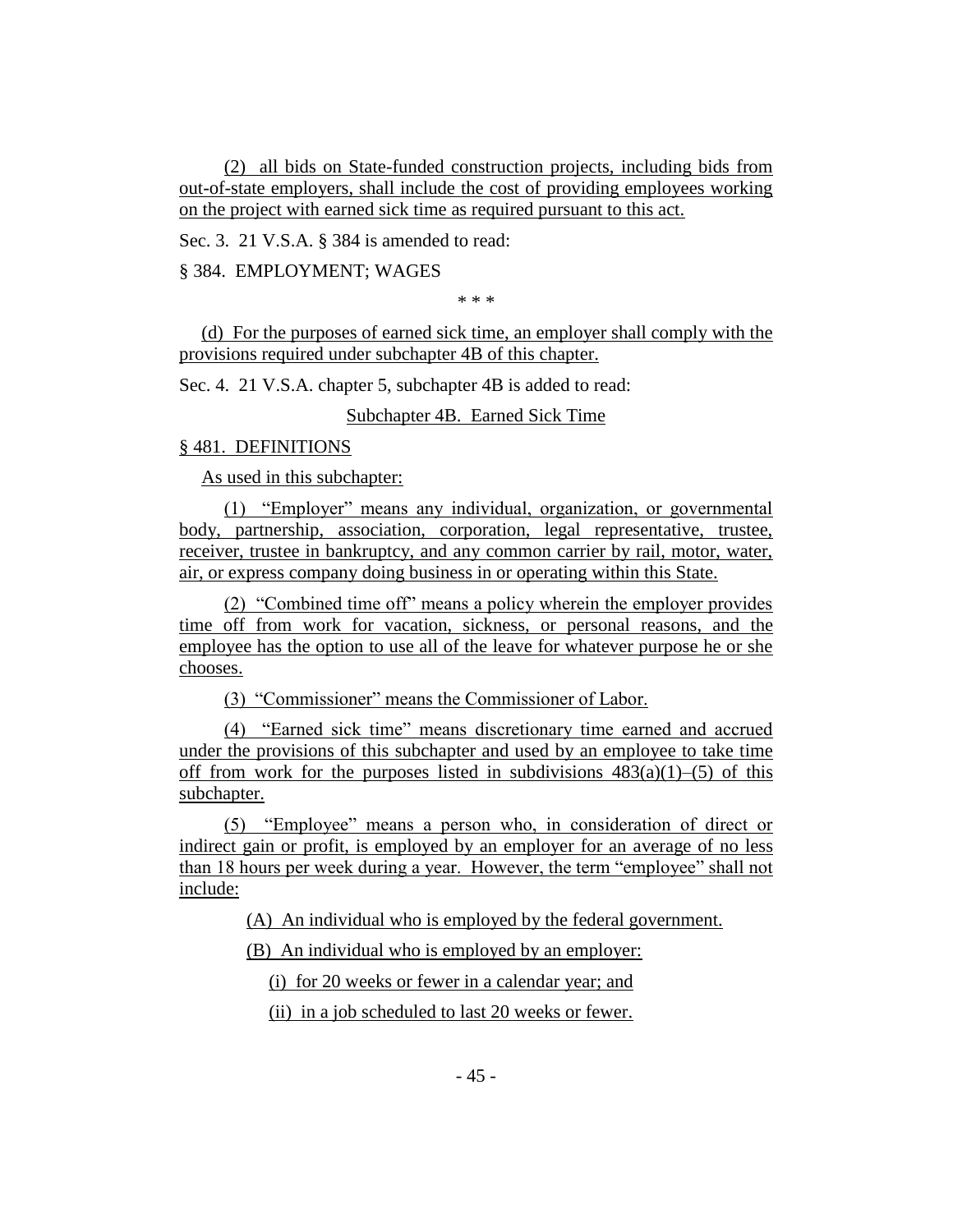(2) all bids on State-funded construction projects, including bids from out-of-state employers, shall include the cost of providing employees working on the project with earned sick time as required pursuant to this act.

Sec. 3. 21 V.S.A. § 384 is amended to read:

§ 384. EMPLOYMENT; WAGES

\* \* \*

(d) For the purposes of earned sick time, an employer shall comply with the provisions required under subchapter 4B of this chapter.

Sec. 4. 21 V.S.A. chapter 5, subchapter 4B is added to read:

Subchapter 4B. Earned Sick Time

§ 481. DEFINITIONS

As used in this subchapter:

(1) "Employer" means any individual, organization, or governmental body, partnership, association, corporation, legal representative, trustee, receiver, trustee in bankruptcy, and any common carrier by rail, motor, water, air, or express company doing business in or operating within this State.

(2) "Combined time off" means a policy wherein the employer provides time off from work for vacation, sickness, or personal reasons, and the employee has the option to use all of the leave for whatever purpose he or she chooses.

(3) "Commissioner" means the Commissioner of Labor.

(4) "Earned sick time" means discretionary time earned and accrued under the provisions of this subchapter and used by an employee to take time off from work for the purposes listed in subdivisions 483(a)(1)–(5) of this subchapter.

(5) "Employee" means a person who, in consideration of direct or indirect gain or profit, is employed by an employer for an average of no less than 18 hours per week during a year. However, the term "employee" shall not include:

(A) An individual who is employed by the federal government.

(B) An individual who is employed by an employer:

(i) for 20 weeks or fewer in a calendar year; and

(ii) in a job scheduled to last 20 weeks or fewer.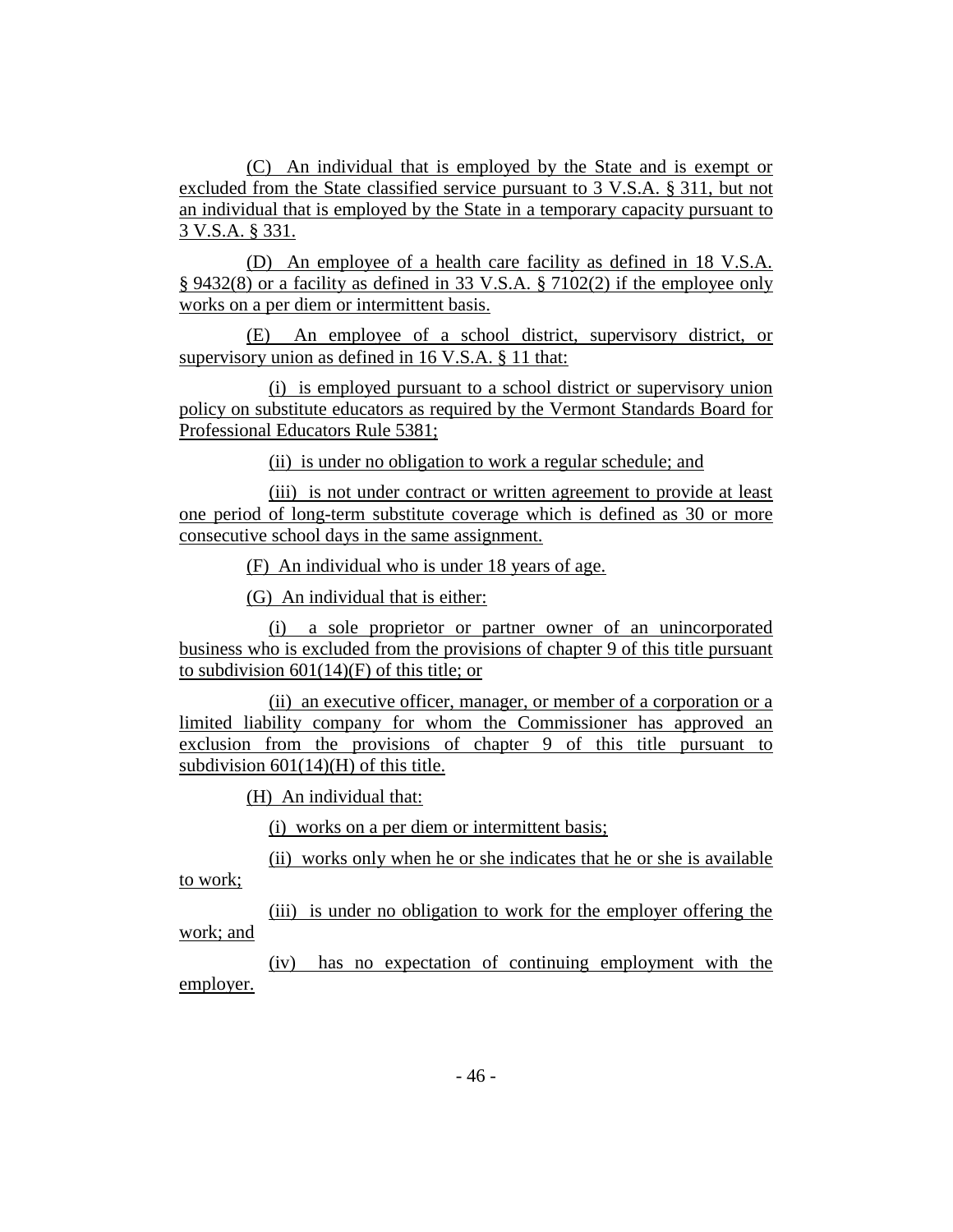(C) An individual that is employed by the State and is exempt or excluded from the State classified service pursuant to 3 V.S.A. § 311, but not an individual that is employed by the State in a temporary capacity pursuant to 3 V.S.A. § 331.

(D) An employee of a health care facility as defined in 18 V.S.A. § 9432(8) or a facility as defined in 33 V.S.A. § 7102(2) if the employee only works on a per diem or intermittent basis.

(E) An employee of a school district, supervisory district, or supervisory union as defined in 16 V.S.A. § 11 that:

(i) is employed pursuant to a school district or supervisory union policy on substitute educators as required by the Vermont Standards Board for Professional Educators Rule 5381;

(ii) is under no obligation to work a regular schedule; and

(iii) is not under contract or written agreement to provide at least one period of long-term substitute coverage which is defined as 30 or more consecutive school days in the same assignment.

(F) An individual who is under 18 years of age.

(G) An individual that is either:

(i) a sole proprietor or partner owner of an unincorporated business who is excluded from the provisions of chapter 9 of this title pursuant to subdivision 601(14)(F) of this title; or

(ii) an executive officer, manager, or member of a corporation or a limited liability company for whom the Commissioner has approved an exclusion from the provisions of chapter 9 of this title pursuant to subdivision 601(14)(H) of this title.

(H) An individual that:

(i) works on a per diem or intermittent basis;

(ii) works only when he or she indicates that he or she is available to work;

(iii) is under no obligation to work for the employer offering the work; and

(iv) has no expectation of continuing employment with the employer.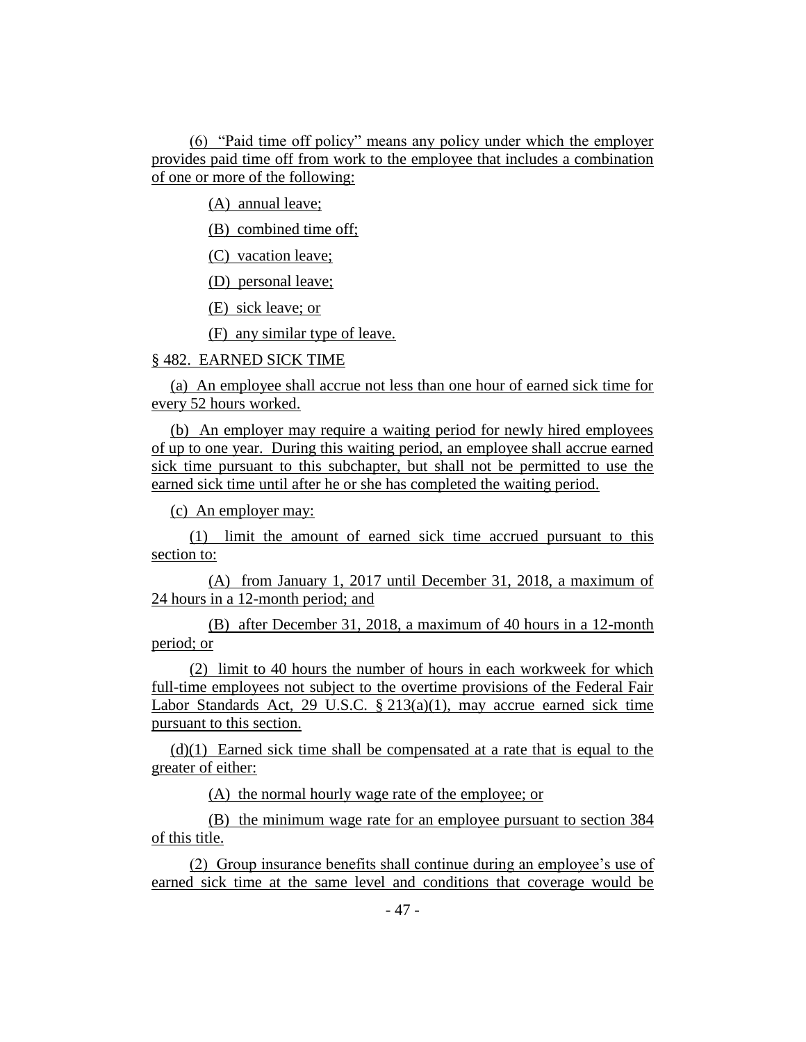(6) "Paid time off policy" means any policy under which the employer provides paid time off from work to the employee that includes a combination of one or more of the following:

(A) annual leave;

(B) combined time off;

(C) vacation leave;

(D) personal leave;

(E) sick leave; or

(F) any similar type of leave.

§ 482. EARNED SICK TIME

(a) An employee shall accrue not less than one hour of earned sick time for every 52 hours worked.

(b) An employer may require a waiting period for newly hired employees of up to one year. During this waiting period, an employee shall accrue earned sick time pursuant to this subchapter, but shall not be permitted to use the earned sick time until after he or she has completed the waiting period.

(c) An employer may:

(1) limit the amount of earned sick time accrued pursuant to this section to:

(A) from January 1, 2017 until December 31, 2018, a maximum of 24 hours in a 12-month period; and

(B) after December 31, 2018, a maximum of 40 hours in a 12-month period; or

(2) limit to 40 hours the number of hours in each workweek for which full-time employees not subject to the overtime provisions of the Federal Fair Labor Standards Act, 29 U.S.C. § 213(a)(1), may accrue earned sick time pursuant to this section.

(d)(1) Earned sick time shall be compensated at a rate that is equal to the greater of either:

(A) the normal hourly wage rate of the employee; or

(B) the minimum wage rate for an employee pursuant to section 384 of this title.

(2) Group insurance benefits shall continue during an employee's use of earned sick time at the same level and conditions that coverage would be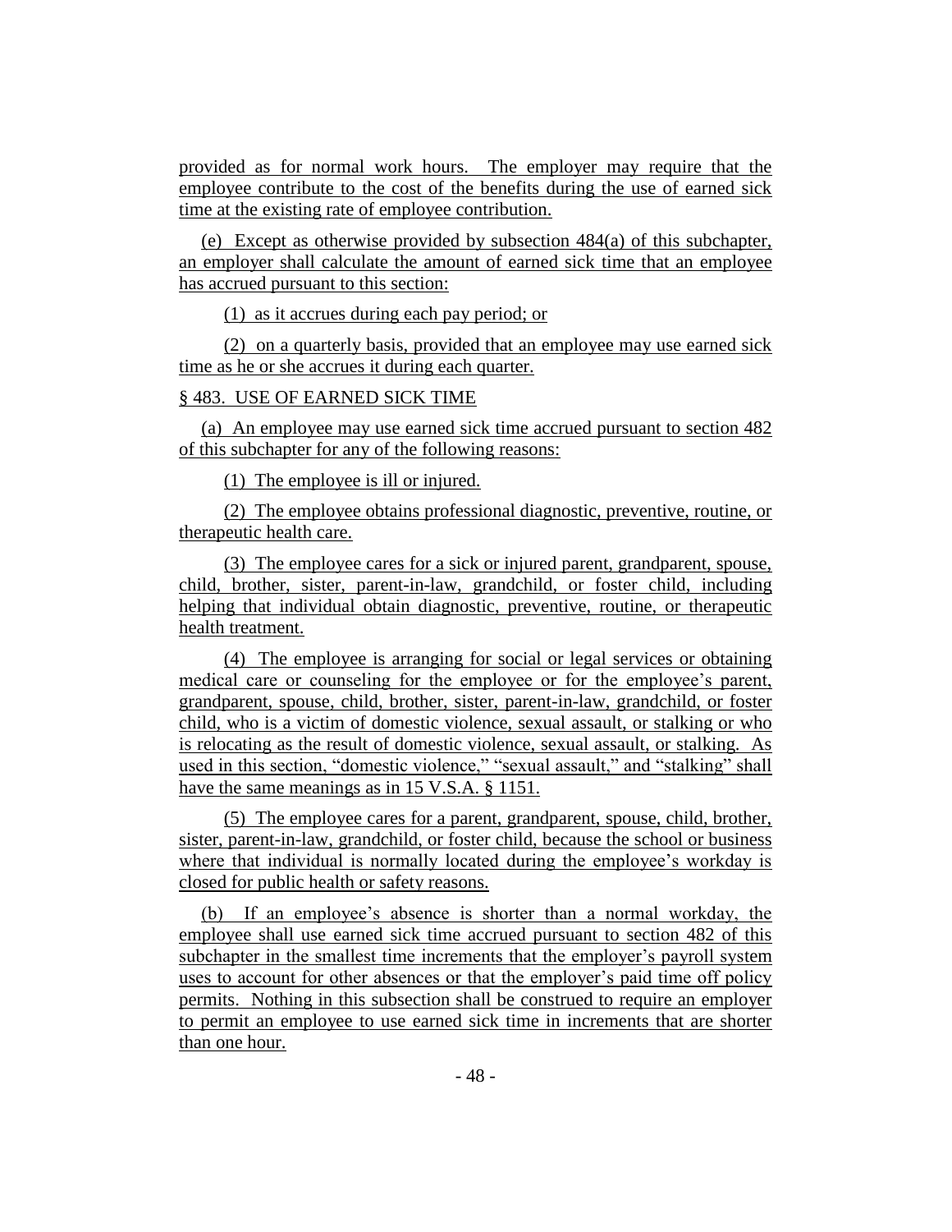provided as for normal work hours. The employer may require that the employee contribute to the cost of the benefits during the use of earned sick time at the existing rate of employee contribution.

(e) Except as otherwise provided by subsection 484(a) of this subchapter, an employer shall calculate the amount of earned sick time that an employee has accrued pursuant to this section:

(1) as it accrues during each pay period; or

(2) on a quarterly basis, provided that an employee may use earned sick time as he or she accrues it during each quarter.

§ 483. USE OF EARNED SICK TIME

(a) An employee may use earned sick time accrued pursuant to section 482 of this subchapter for any of the following reasons:

(1) The employee is ill or injured.

(2) The employee obtains professional diagnostic, preventive, routine, or therapeutic health care.

(3) The employee cares for a sick or injured parent, grandparent, spouse, child, brother, sister, parent-in-law, grandchild, or foster child, including helping that individual obtain diagnostic, preventive, routine, or therapeutic health treatment.

(4) The employee is arranging for social or legal services or obtaining medical care or counseling for the employee or for the employee's parent, grandparent, spouse, child, brother, sister, parent-in-law, grandchild, or foster child, who is a victim of domestic violence, sexual assault, or stalking or who is relocating as the result of domestic violence, sexual assault, or stalking. As used in this section, "domestic violence," "sexual assault," and "stalking" shall have the same meanings as in 15 V.S.A. § 1151.

(5) The employee cares for a parent, grandparent, spouse, child, brother, sister, parent-in-law, grandchild, or foster child, because the school or business where that individual is normally located during the employee's workday is closed for public health or safety reasons.

(b) If an employee's absence is shorter than a normal workday, the employee shall use earned sick time accrued pursuant to section 482 of this subchapter in the smallest time increments that the employer's payroll system uses to account for other absences or that the employer's paid time off policy permits. Nothing in this subsection shall be construed to require an employer to permit an employee to use earned sick time in increments that are shorter than one hour.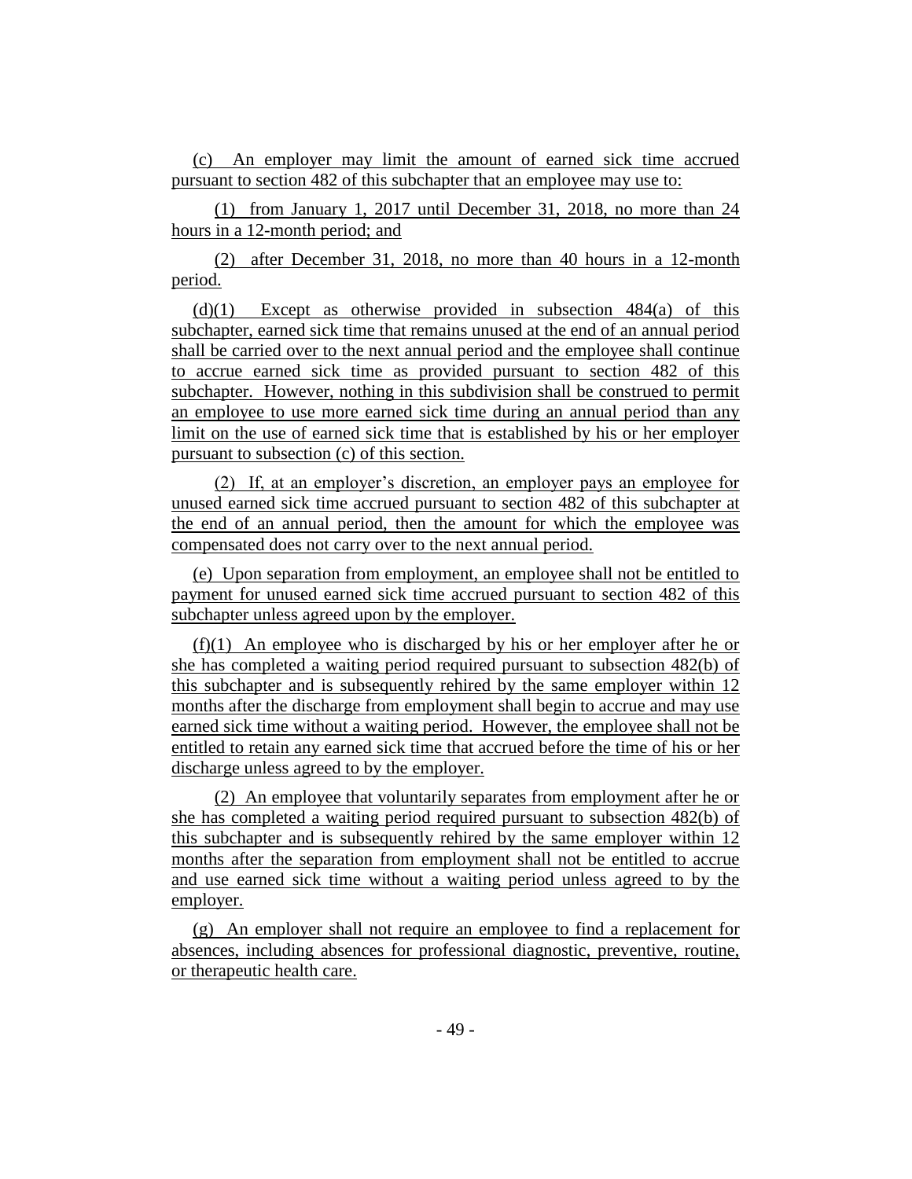(c) An employer may limit the amount of earned sick time accrued pursuant to section 482 of this subchapter that an employee may use to:

(1) from January 1, 2017 until December 31, 2018, no more than 24 hours in a 12-month period; and

(2) after December 31, 2018, no more than 40 hours in a 12-month period.

(d)(1) Except as otherwise provided in subsection 484(a) of this subchapter, earned sick time that remains unused at the end of an annual period shall be carried over to the next annual period and the employee shall continue to accrue earned sick time as provided pursuant to section 482 of this subchapter. However, nothing in this subdivision shall be construed to permit an employee to use more earned sick time during an annual period than any limit on the use of earned sick time that is established by his or her employer pursuant to subsection (c) of this section.

(2) If, at an employer's discretion, an employer pays an employee for unused earned sick time accrued pursuant to section 482 of this subchapter at the end of an annual period, then the amount for which the employee was compensated does not carry over to the next annual period.

(e) Upon separation from employment, an employee shall not be entitled to payment for unused earned sick time accrued pursuant to section 482 of this subchapter unless agreed upon by the employer.

(f)(1) An employee who is discharged by his or her employer after he or she has completed a waiting period required pursuant to subsection 482(b) of this subchapter and is subsequently rehired by the same employer within 12 months after the discharge from employment shall begin to accrue and may use earned sick time without a waiting period. However, the employee shall not be entitled to retain any earned sick time that accrued before the time of his or her discharge unless agreed to by the employer.

(2) An employee that voluntarily separates from employment after he or she has completed a waiting period required pursuant to subsection 482(b) of this subchapter and is subsequently rehired by the same employer within 12 months after the separation from employment shall not be entitled to accrue and use earned sick time without a waiting period unless agreed to by the employer.

(g) An employer shall not require an employee to find a replacement for absences, including absences for professional diagnostic, preventive, routine, or therapeutic health care.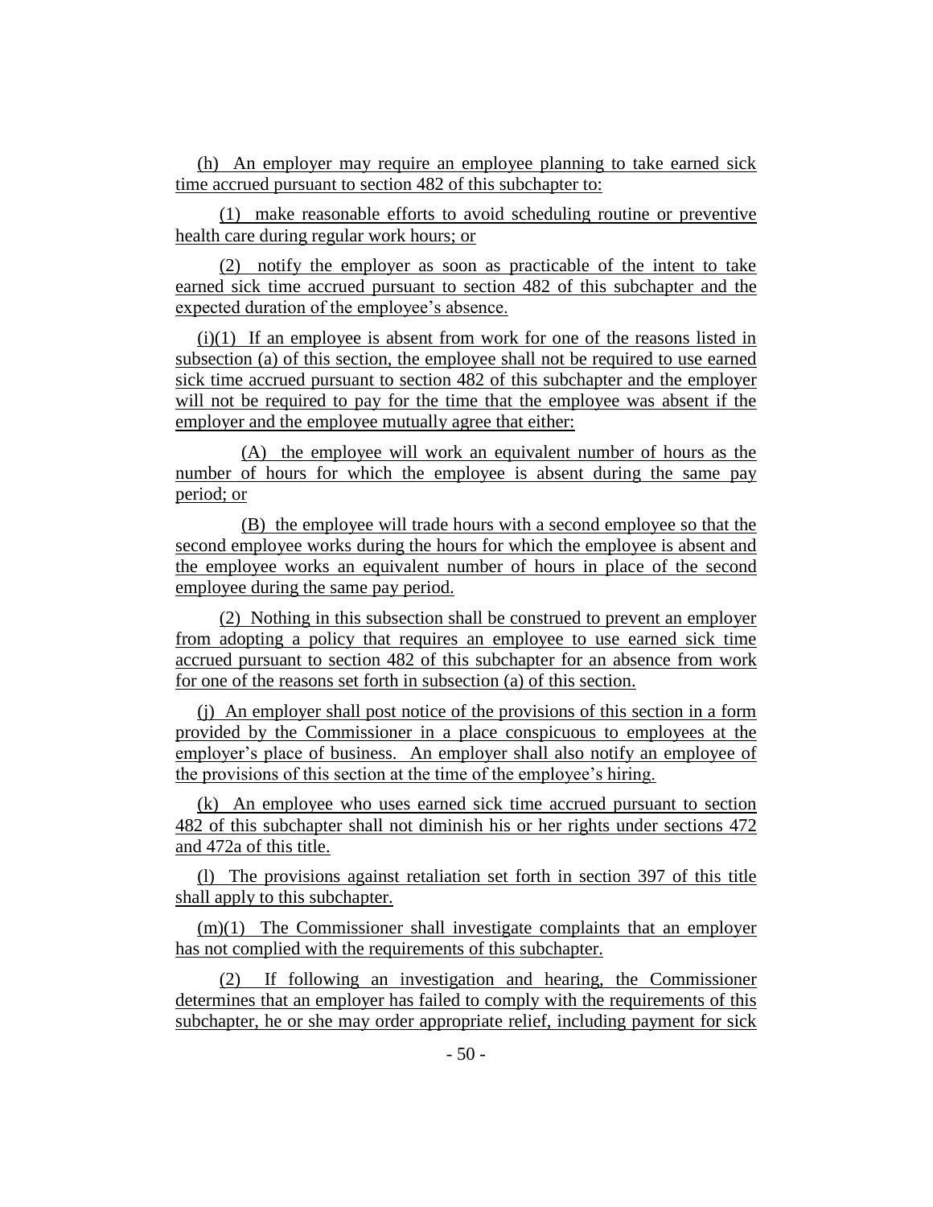(h) An employer may require an employee planning to take earned sick time accrued pursuant to section 482 of this subchapter to:

(1) make reasonable efforts to avoid scheduling routine or preventive health care during regular work hours; or

(2) notify the employer as soon as practicable of the intent to take earned sick time accrued pursuant to section 482 of this subchapter and the expected duration of the employee's absence.

(i)(1) If an employee is absent from work for one of the reasons listed in subsection (a) of this section, the employee shall not be required to use earned sick time accrued pursuant to section 482 of this subchapter and the employer will not be required to pay for the time that the employee was absent if the employer and the employee mutually agree that either:

(A) the employee will work an equivalent number of hours as the number of hours for which the employee is absent during the same pay period; or

(B) the employee will trade hours with a second employee so that the second employee works during the hours for which the employee is absent and the employee works an equivalent number of hours in place of the second employee during the same pay period.

(2) Nothing in this subsection shall be construed to prevent an employer from adopting a policy that requires an employee to use earned sick time accrued pursuant to section 482 of this subchapter for an absence from work for one of the reasons set forth in subsection (a) of this section.

(j) An employer shall post notice of the provisions of this section in a form provided by the Commissioner in a place conspicuous to employees at the employer's place of business. An employer shall also notify an employee of the provisions of this section at the time of the employee's hiring.

(k) An employee who uses earned sick time accrued pursuant to section 482 of this subchapter shall not diminish his or her rights under sections 472 and 472a of this title.

(l) The provisions against retaliation set forth in section 397 of this title shall apply to this subchapter.

(m)(1) The Commissioner shall investigate complaints that an employer has not complied with the requirements of this subchapter.

(2) If following an investigation and hearing, the Commissioner determines that an employer has failed to comply with the requirements of this subchapter, he or she may order appropriate relief, including payment for sick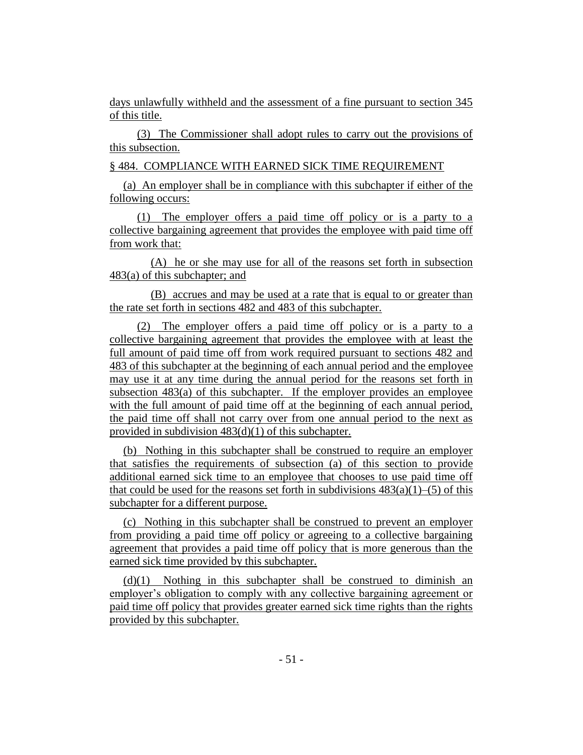days unlawfully withheld and the assessment of a fine pursuant to section 345 of this title.

(3) The Commissioner shall adopt rules to carry out the provisions of this subsection.

§ 484. COMPLIANCE WITH EARNED SICK TIME REQUIREMENT

(a) An employer shall be in compliance with this subchapter if either of the following occurs:

(1) The employer offers a paid time off policy or is a party to a collective bargaining agreement that provides the employee with paid time off from work that:

(A) he or she may use for all of the reasons set forth in subsection 483(a) of this subchapter; and

(B) accrues and may be used at a rate that is equal to or greater than the rate set forth in sections 482 and 483 of this subchapter.

(2) The employer offers a paid time off policy or is a party to a collective bargaining agreement that provides the employee with at least the full amount of paid time off from work required pursuant to sections 482 and 483 of this subchapter at the beginning of each annual period and the employee may use it at any time during the annual period for the reasons set forth in subsection 483(a) of this subchapter. If the employer provides an employee with the full amount of paid time off at the beginning of each annual period, the paid time off shall not carry over from one annual period to the next as provided in subdivision 483(d)(1) of this subchapter.

(b) Nothing in this subchapter shall be construed to require an employer that satisfies the requirements of subsection (a) of this section to provide additional earned sick time to an employee that chooses to use paid time off that could be used for the reasons set forth in subdivisions 483(a)(1)–(5) of this subchapter for a different purpose.

(c) Nothing in this subchapter shall be construed to prevent an employer from providing a paid time off policy or agreeing to a collective bargaining agreement that provides a paid time off policy that is more generous than the earned sick time provided by this subchapter.

(d)(1) Nothing in this subchapter shall be construed to diminish an employer's obligation to comply with any collective bargaining agreement or paid time off policy that provides greater earned sick time rights than the rights provided by this subchapter.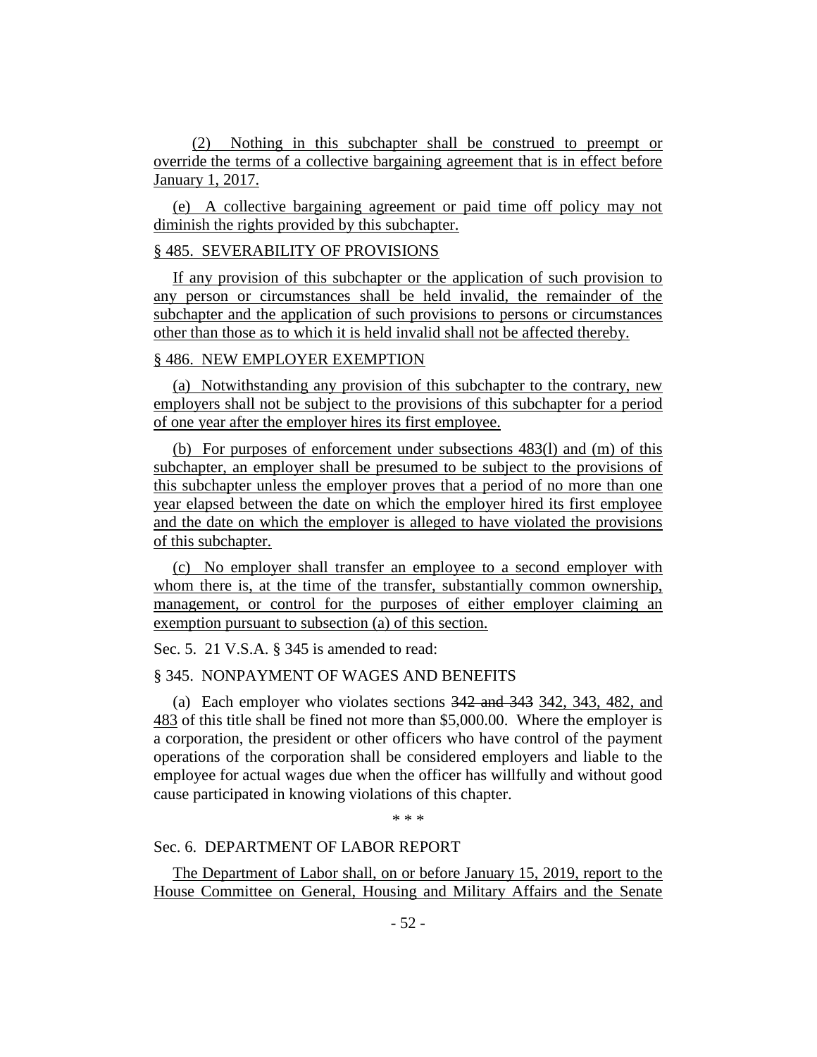(2) Nothing in this subchapter shall be construed to preempt or override the terms of a collective bargaining agreement that is in effect before January 1, 2017.

(e) A collective bargaining agreement or paid time off policy may not diminish the rights provided by this subchapter.

§ 485. SEVERABILITY OF PROVISIONS

If any provision of this subchapter or the application of such provision to any person or circumstances shall be held invalid, the remainder of the subchapter and the application of such provisions to persons or circumstances other than those as to which it is held invalid shall not be affected thereby.

§ 486. NEW EMPLOYER EXEMPTION

(a) Notwithstanding any provision of this subchapter to the contrary, new employers shall not be subject to the provisions of this subchapter for a period of one year after the employer hires its first employee.

(b) For purposes of enforcement under subsections 483(l) and (m) of this subchapter, an employer shall be presumed to be subject to the provisions of this subchapter unless the employer proves that a period of no more than one year elapsed between the date on which the employer hired its first employee and the date on which the employer is alleged to have violated the provisions of this subchapter.

(c) No employer shall transfer an employee to a second employer with whom there is, at the time of the transfer, substantially common ownership, management, or control for the purposes of either employer claiming an exemption pursuant to subsection (a) of this section.

Sec. 5. 21 V.S.A. § 345 is amended to read:

§ 345. NONPAYMENT OF WAGES AND BENEFITS

(a) Each employer who violates sections ~~342 and 343~~ 342, 343, 482, and 483 of this title shall be fined not more than $5,000.00. Where the employer is a corporation, the president or other officers who have control of the payment operations of the corporation shall be considered employers and liable to the employee for actual wages due when the officer has willfully and without good cause participated in knowing violations of this chapter.

\* \* \*

Sec. 6. DEPARTMENT OF LABOR REPORT

The Department of Labor shall, on or before January 15, 2019, report to the House Committee on General, Housing and Military Affairs and the Senate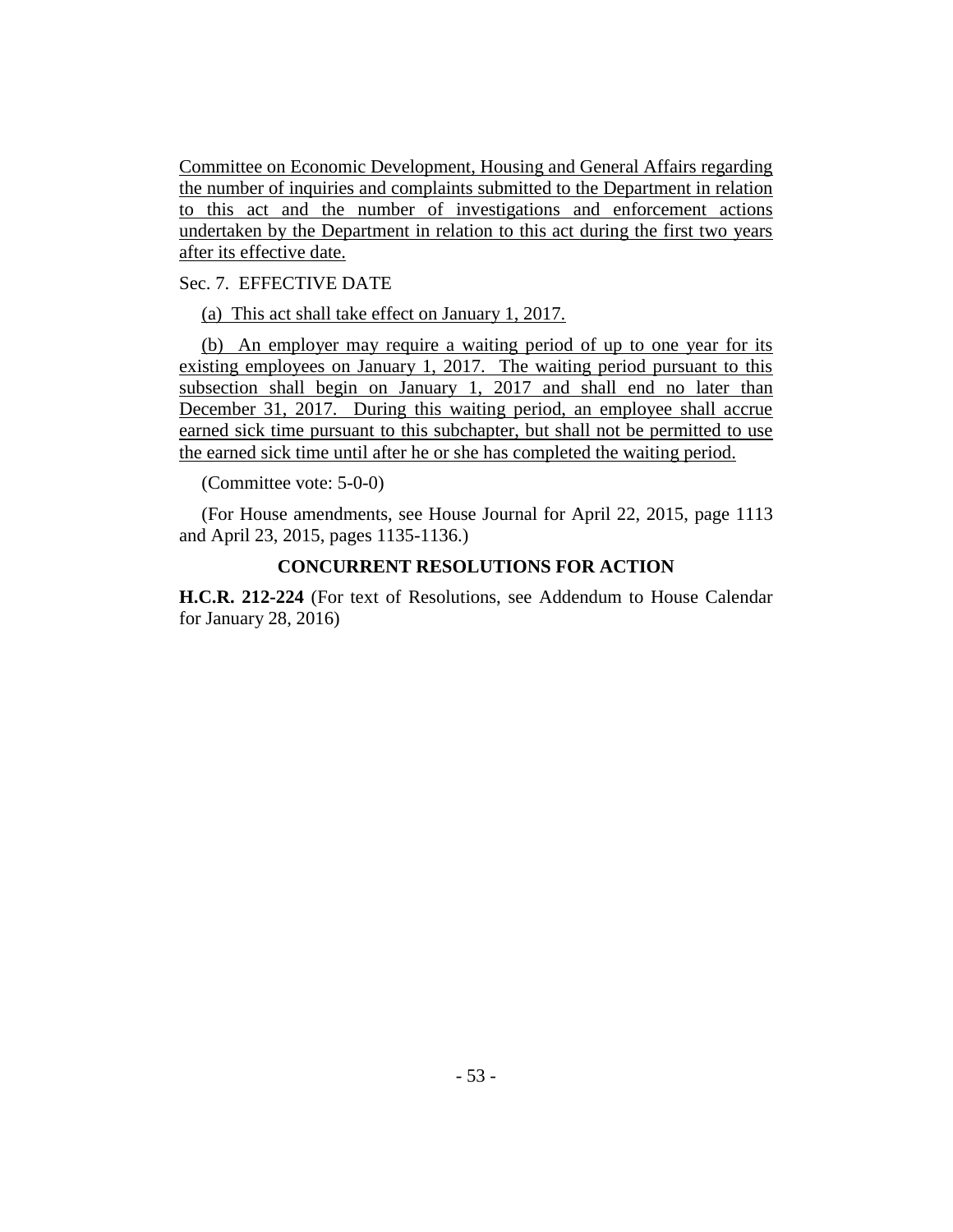Committee on Economic Development, Housing and General Affairs regarding the number of inquiries and complaints submitted to the Department in relation to this act and the number of investigations and enforcement actions undertaken by the Department in relation to this act during the first two years after its effective date.

Sec. 7. EFFECTIVE DATE

(a) This act shall take effect on January 1, 2017.

(b) An employer may require a waiting period of up to one year for its existing employees on January 1, 2017. The waiting period pursuant to this subsection shall begin on January 1, 2017 and shall end no later than December 31, 2017. During this waiting period, an employee shall accrue earned sick time pursuant to this subchapter, but shall not be permitted to use the earned sick time until after he or she has completed the waiting period.

(Committee vote: 5-0-0)

(For House amendments, see House Journal for April 22, 2015, page 1113 and April 23, 2015, pages 1135-1136.)

## CONCURRENT RESOLUTIONS FOR ACTION

**H.C.R. 212-224** (For text of Resolutions, see Addendum to House Calendar for January 28, 2016)